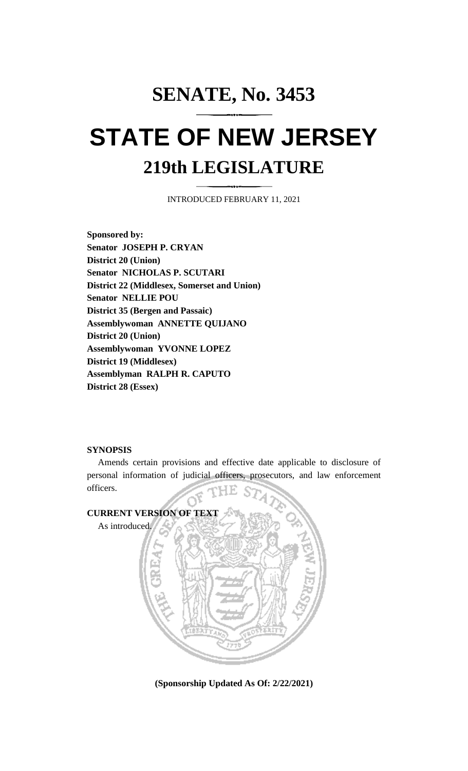# SENATE, No. 3453

# STATE OF NEW JERSEY

## 219th LEGISLATURE

INTRODUCED FEBRUARY 11, 2021

**Sponsored by:**
**Senator JOSEPH P. CRYAN**
**District 20 (Union)**
**Senator NICHOLAS P. SCUTARI**
**District 22 (Middlesex, Somerset and Union)**
**Senator NELLIE POU**
**District 35 (Bergen and Passaic)**
**Assemblywoman ANNETTE QUIJANO**
**District 20 (Union)**
**Assemblywoman YVONNE LOPEZ**
**District 19 (Middlesex)**
**Assemblyman RALPH R. CAPUTO**
**District 28 (Essex)**

**SYNOPSIS**

Amends certain provisions and effective date applicable to disclosure of personal information of judicial officers, prosecutors, and law enforcement officers.

**CURRENT VERSION OF TEXT**

As introduced.

**(Sponsorship Updated As Of: 2/22/2021)**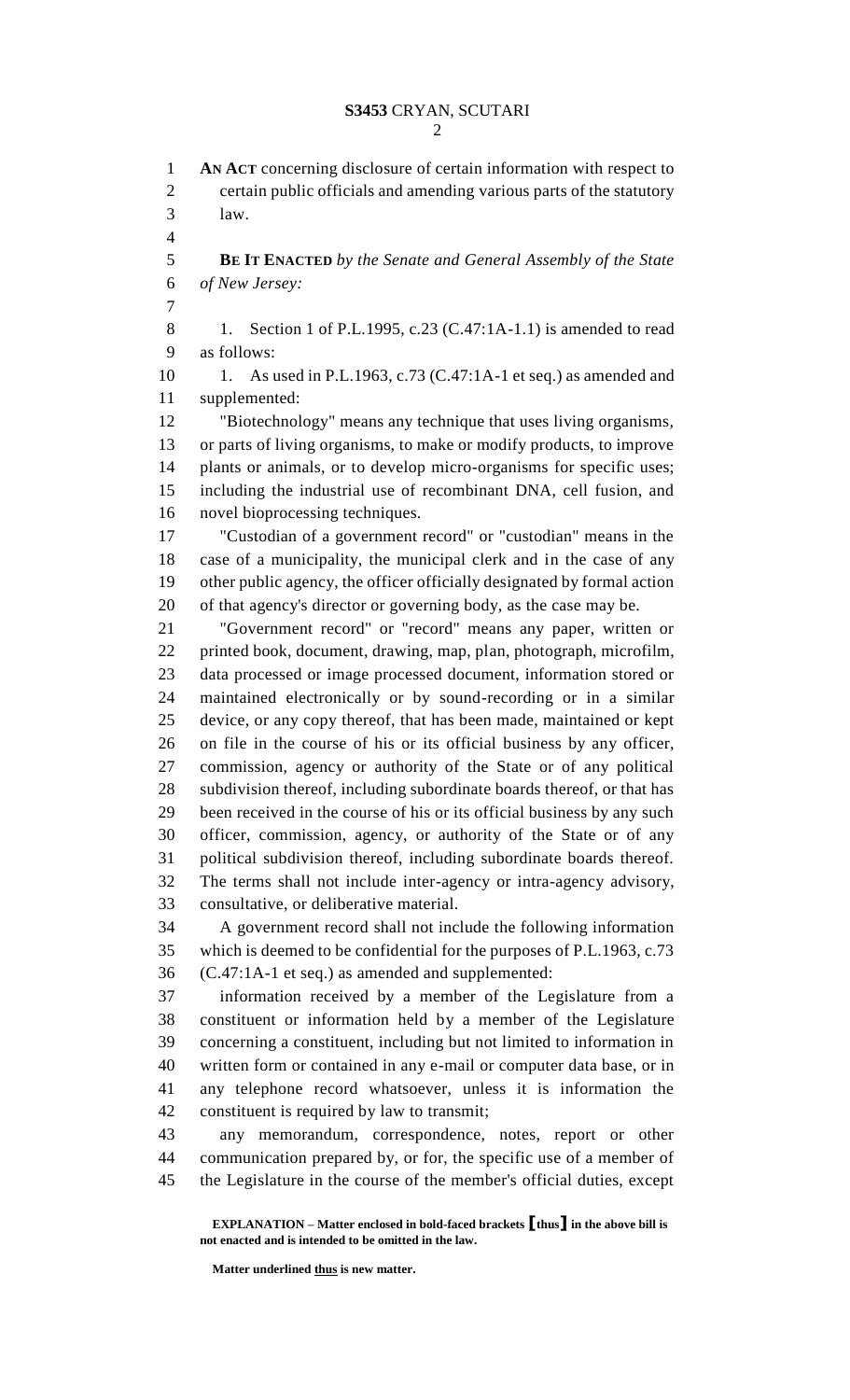**AN ACT** concerning disclosure of certain information with respect to certain public officials and amending various parts of the statutory law.

**BE IT ENACTED** *by the Senate and General Assembly of the State of New Jersey:*

1. Section 1 of P.L.1995, c.23 (C.47:1A-1.1) is amended to read as follows:

1. As used in P.L.1963, c.73 (C.47:1A-1 et seq.) as amended and supplemented:

"Biotechnology" means any technique that uses living organisms, or parts of living organisms, to make or modify products, to improve plants or animals, or to develop micro-organisms for specific uses; including the industrial use of recombinant DNA, cell fusion, and novel bioprocessing techniques.

"Custodian of a government record" or "custodian" means in the case of a municipality, the municipal clerk and in the case of any other public agency, the officer officially designated by formal action of that agency's director or governing body, as the case may be.

"Government record" or "record" means any paper, written or printed book, document, drawing, map, plan, photograph, microfilm, data processed or image processed document, information stored or maintained electronically or by sound-recording or in a similar device, or any copy thereof, that has been made, maintained or kept on file in the course of his or its official business by any officer, commission, agency or authority of the State or of any political subdivision thereof, including subordinate boards thereof, or that has been received in the course of his or its official business by any such officer, commission, agency, or authority of the State or of any political subdivision thereof, including subordinate boards thereof. The terms shall not include inter-agency or intra-agency advisory, consultative, or deliberative material.

A government record shall not include the following information which is deemed to be confidential for the purposes of P.L.1963, c.73 (C.47:1A-1 et seq.) as amended and supplemented:

information received by a member of the Legislature from a constituent or information held by a member of the Legislature concerning a constituent, including but not limited to information in written form or contained in any e-mail or computer data base, or in any telephone record whatsoever, unless it is information the constituent is required by law to transmit;

any memorandum, correspondence, notes, report or other communication prepared by, or for, the specific use of a member of the Legislature in the course of the member's official duties, except

**EXPLANATION – Matter enclosed in bold-faced brackets [thus] in the above bill is not enacted and is intended to be omitted in the law.**

**Matter underlined thus is new matter.**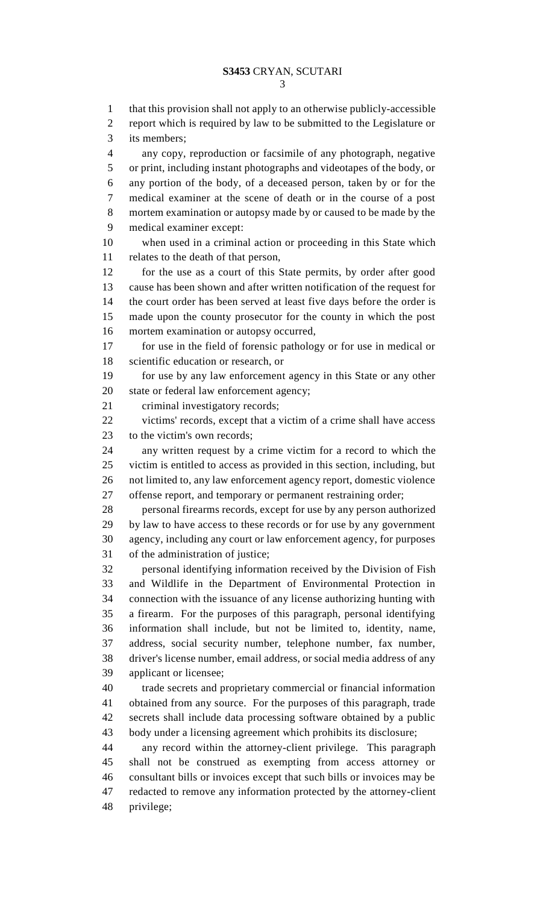that this provision shall not apply to an otherwise publicly-accessible report which is required by law to be submitted to the Legislature or its members;

any copy, reproduction or facsimile of any photograph, negative or print, including instant photographs and videotapes of the body, or any portion of the body, of a deceased person, taken by or for the medical examiner at the scene of death or in the course of a post mortem examination or autopsy made by or caused to be made by the medical examiner except:

when used in a criminal action or proceeding in this State which relates to the death of that person,

for the use as a court of this State permits, by order after good cause has been shown and after written notification of the request for the court order has been served at least five days before the order is made upon the county prosecutor for the county in which the post mortem examination or autopsy occurred,

for use in the field of forensic pathology or for use in medical or scientific education or research, or

for use by any law enforcement agency in this State or any other state or federal law enforcement agency;

criminal investigatory records;

victims' records, except that a victim of a crime shall have access to the victim's own records;

any written request by a crime victim for a record to which the victim is entitled to access as provided in this section, including, but not limited to, any law enforcement agency report, domestic violence offense report, and temporary or permanent restraining order;

personal firearms records, except for use by any person authorized by law to have access to these records or for use by any government agency, including any court or law enforcement agency, for purposes of the administration of justice;

personal identifying information received by the Division of Fish and Wildlife in the Department of Environmental Protection in connection with the issuance of any license authorizing hunting with a firearm. For the purposes of this paragraph, personal identifying information shall include, but not be limited to, identity, name, address, social security number, telephone number, fax number, driver's license number, email address, or social media address of any applicant or licensee;

trade secrets and proprietary commercial or financial information obtained from any source. For the purposes of this paragraph, trade secrets shall include data processing software obtained by a public body under a licensing agreement which prohibits its disclosure;

any record within the attorney-client privilege. This paragraph shall not be construed as exempting from access attorney or consultant bills or invoices except that such bills or invoices may be redacted to remove any information protected by the attorney-client privilege;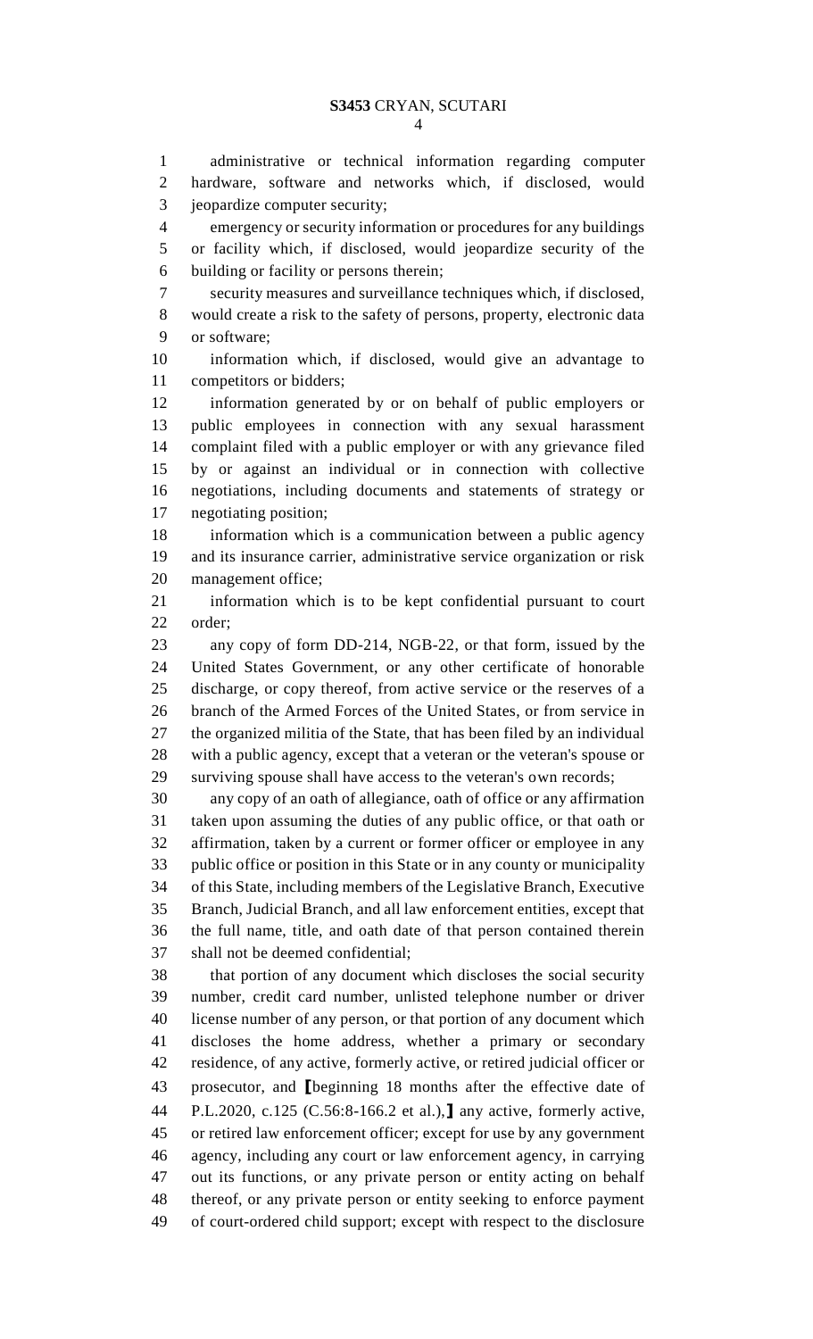administrative or technical information regarding computer hardware, software and networks which, if disclosed, would jeopardize computer security;

emergency or security information or procedures for any buildings or facility which, if disclosed, would jeopardize security of the building or facility or persons therein;

security measures and surveillance techniques which, if disclosed, would create a risk to the safety of persons, property, electronic data or software;

information which, if disclosed, would give an advantage to competitors or bidders;

information generated by or on behalf of public employers or public employees in connection with any sexual harassment complaint filed with a public employer or with any grievance filed by or against an individual or in connection with collective negotiations, including documents and statements of strategy or negotiating position;

information which is a communication between a public agency and its insurance carrier, administrative service organization or risk management office;

information which is to be kept confidential pursuant to court order;

any copy of form DD-214, NGB-22, or that form, issued by the United States Government, or any other certificate of honorable discharge, or copy thereof, from active service or the reserves of a branch of the Armed Forces of the United States, or from service in the organized militia of the State, that has been filed by an individual with a public agency, except that a veteran or the veteran's spouse or surviving spouse shall have access to the veteran's own records;

any copy of an oath of allegiance, oath of office or any affirmation taken upon assuming the duties of any public office, or that oath or affirmation, taken by a current or former officer or employee in any public office or position in this State or in any county or municipality of this State, including members of the Legislative Branch, Executive Branch, Judicial Branch, and all law enforcement entities, except that the full name, title, and oath date of that person contained therein shall not be deemed confidential;

that portion of any document which discloses the social security number, credit card number, unlisted telephone number or driver license number of any person, or that portion of any document which discloses the home address, whether a primary or secondary residence, of any active, formerly active, or retired judicial officer or prosecutor, and ⟦beginning 18 months after the effective date of P.L.2020, c.125 (C.56:8-166.2 et al.),⟧ any active, formerly active, or retired law enforcement officer; except for use by any government agency, including any court or law enforcement agency, in carrying out its functions, or any private person or entity acting on behalf thereof, or any private person or entity seeking to enforce payment of court-ordered child support; except with respect to the disclosure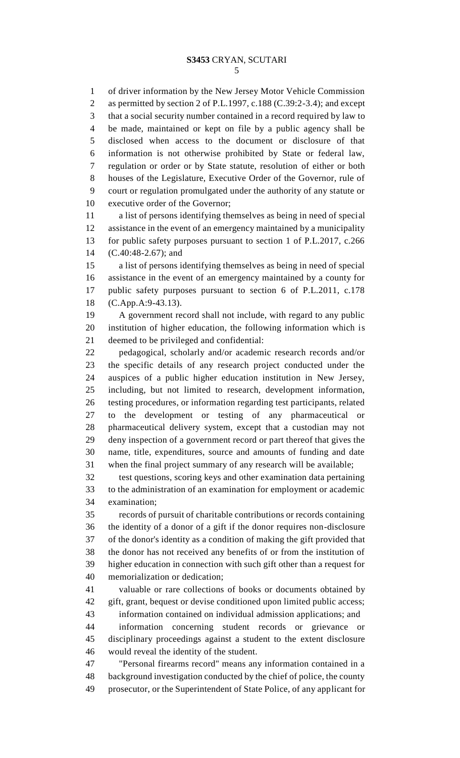of driver information by the New Jersey Motor Vehicle Commission as permitted by section 2 of P.L.1997, c.188 (C.39:2-3.4); and except that a social security number contained in a record required by law to be made, maintained or kept on file by a public agency shall be disclosed when access to the document or disclosure of that information is not otherwise prohibited by State or federal law, regulation or order or by State statute, resolution of either or both houses of the Legislature, Executive Order of the Governor, rule of court or regulation promulgated under the authority of any statute or executive order of the Governor;

a list of persons identifying themselves as being in need of special assistance in the event of an emergency maintained by a municipality for public safety purposes pursuant to section 1 of P.L.2017, c.266 (C.40:48-2.67); and

a list of persons identifying themselves as being in need of special assistance in the event of an emergency maintained by a county for public safety purposes pursuant to section 6 of P.L.2011, c.178 (C.App.A:9-43.13).

A government record shall not include, with regard to any public institution of higher education, the following information which is deemed to be privileged and confidential:

pedagogical, scholarly and/or academic research records and/or the specific details of any research project conducted under the auspices of a public higher education institution in New Jersey, including, but not limited to research, development information, testing procedures, or information regarding test participants, related to the development or testing of any pharmaceutical or pharmaceutical delivery system, except that a custodian may not deny inspection of a government record or part thereof that gives the name, title, expenditures, source and amounts of funding and date when the final project summary of any research will be available;

test questions, scoring keys and other examination data pertaining to the administration of an examination for employment or academic examination;

records of pursuit of charitable contributions or records containing the identity of a donor of a gift if the donor requires non-disclosure of the donor's identity as a condition of making the gift provided that the donor has not received any benefits of or from the institution of higher education in connection with such gift other than a request for memorialization or dedication;

valuable or rare collections of books or documents obtained by gift, grant, bequest or devise conditioned upon limited public access;

information contained on individual admission applications; and

information concerning student records or grievance or disciplinary proceedings against a student to the extent disclosure would reveal the identity of the student.

"Personal firearms record" means any information contained in a background investigation conducted by the chief of police, the county prosecutor, or the Superintendent of State Police, of any applicant for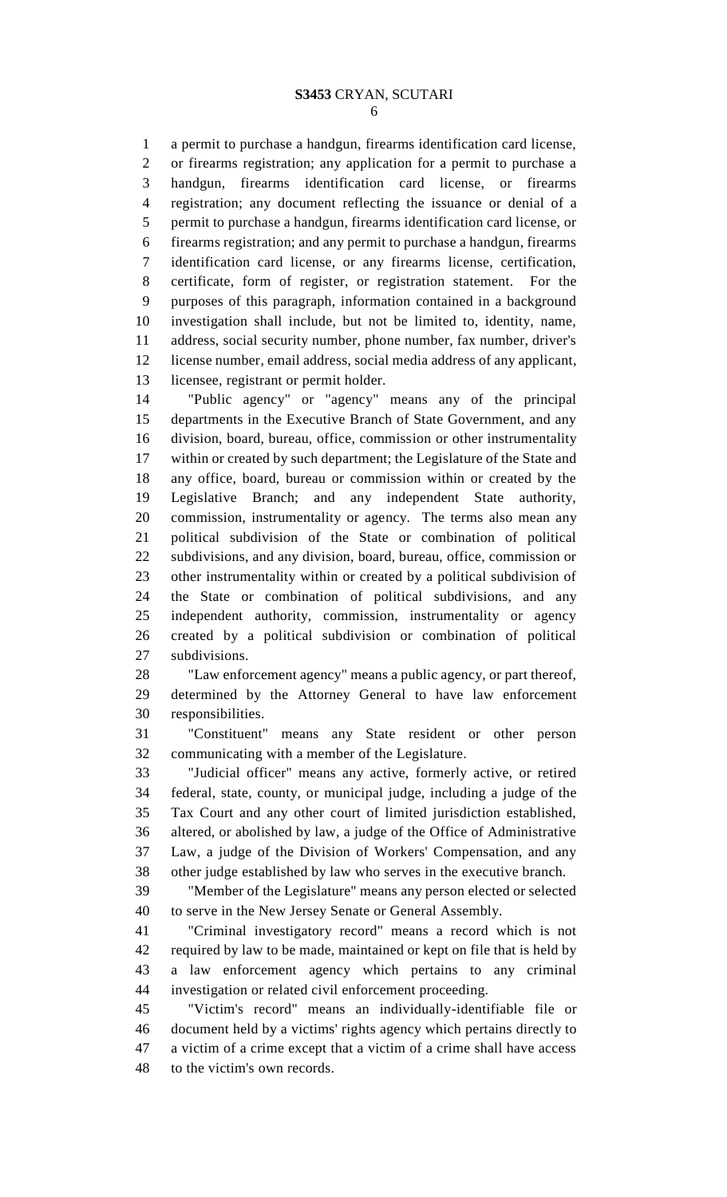a permit to purchase a handgun, firearms identification card license, or firearms registration; any application for a permit to purchase a handgun, firearms identification card license, or firearms registration; any document reflecting the issuance or denial of a permit to purchase a handgun, firearms identification card license, or firearms registration; and any permit to purchase a handgun, firearms identification card license, or any firearms license, certification, certificate, form of register, or registration statement. For the purposes of this paragraph, information contained in a background investigation shall include, but not be limited to, identity, name, address, social security number, phone number, fax number, driver's license number, email address, social media address of any applicant, licensee, registrant or permit holder.

"Public agency" or "agency" means any of the principal departments in the Executive Branch of State Government, and any division, board, bureau, office, commission or other instrumentality within or created by such department; the Legislature of the State and any office, board, bureau or commission within or created by the Legislative Branch; and any independent State authority, commission, instrumentality or agency. The terms also mean any political subdivision of the State or combination of political subdivisions, and any division, board, bureau, office, commission or other instrumentality within or created by a political subdivision of the State or combination of political subdivisions, and any independent authority, commission, instrumentality or agency created by a political subdivision or combination of political subdivisions.

"Law enforcement agency" means a public agency, or part thereof, determined by the Attorney General to have law enforcement responsibilities.

"Constituent" means any State resident or other person communicating with a member of the Legislature.

"Judicial officer" means any active, formerly active, or retired federal, state, county, or municipal judge, including a judge of the Tax Court and any other court of limited jurisdiction established, altered, or abolished by law, a judge of the Office of Administrative Law, a judge of the Division of Workers' Compensation, and any other judge established by law who serves in the executive branch.

"Member of the Legislature" means any person elected or selected to serve in the New Jersey Senate or General Assembly.

"Criminal investigatory record" means a record which is not required by law to be made, maintained or kept on file that is held by a law enforcement agency which pertains to any criminal investigation or related civil enforcement proceeding.

"Victim's record" means an individually-identifiable file or document held by a victims' rights agency which pertains directly to a victim of a crime except that a victim of a crime shall have access to the victim's own records.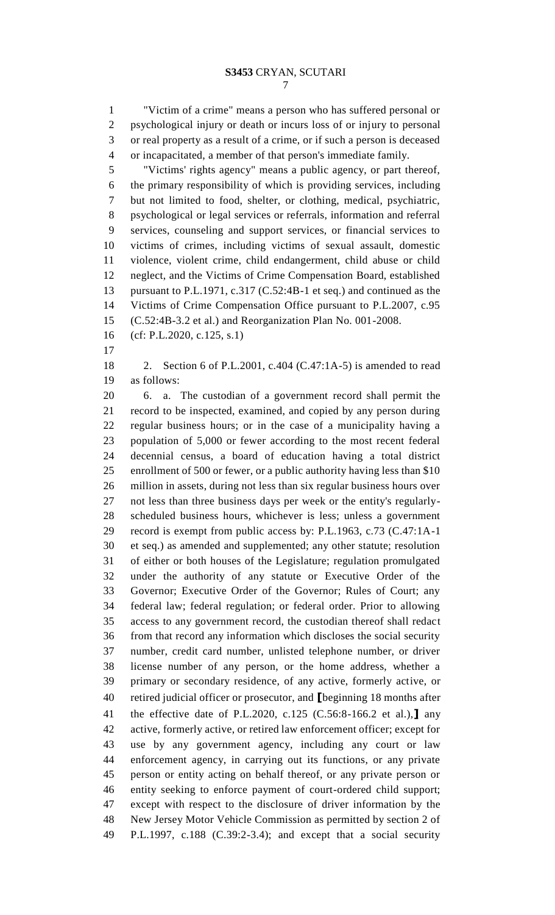"Victim of a crime" means a person who has suffered personal or psychological injury or death or incurs loss of or injury to personal or real property as a result of a crime, or if such a person is deceased or incapacitated, a member of that person's immediate family.

"Victims' rights agency" means a public agency, or part thereof, the primary responsibility of which is providing services, including but not limited to food, shelter, or clothing, medical, psychiatric, psychological or legal services or referrals, information and referral services, counseling and support services, or financial services to victims of crimes, including victims of sexual assault, domestic violence, violent crime, child endangerment, child abuse or child neglect, and the Victims of Crime Compensation Board, established pursuant to P.L.1971, c.317 (C.52:4B-1 et seq.) and continued as the Victims of Crime Compensation Office pursuant to P.L.2007, c.95 (C.52:4B-3.2 et al.) and Reorganization Plan No. 001-2008.

(cf: P.L.2020, c.125, s.1)

2. Section 6 of P.L.2001, c.404 (C.47:1A-5) is amended to read as follows:

6. a. The custodian of a government record shall permit the record to be inspected, examined, and copied by any person during regular business hours; or in the case of a municipality having a population of 5,000 or fewer according to the most recent federal decennial census, a board of education having a total district enrollment of 500 or fewer, or a public authority having less than $10 million in assets, during not less than six regular business hours over not less than three business days per week or the entity's regularly-scheduled business hours, whichever is less; unless a government record is exempt from public access by: P.L.1963, c.73 (C.47:1A-1 et seq.) as amended and supplemented; any other statute; resolution of either or both houses of the Legislature; regulation promulgated under the authority of any statute or Executive Order of the Governor; Executive Order of the Governor; Rules of Court; any federal law; federal regulation; or federal order. Prior to allowing access to any government record, the custodian thereof shall redact from that record any information which discloses the social security number, credit card number, unlisted telephone number, or driver license number of any person, or the home address, whether a primary or secondary residence, of any active, formerly active, or retired judicial officer or prosecutor, and ⟦beginning 18 months after the effective date of P.L.2020, c.125 (C.56:8-166.2 et al.),⟧ any active, formerly active, or retired law enforcement officer; except for use by any government agency, including any court or law enforcement agency, in carrying out its functions, or any private person or entity acting on behalf thereof, or any private person or entity seeking to enforce payment of court-ordered child support; except with respect to the disclosure of driver information by the New Jersey Motor Vehicle Commission as permitted by section 2 of P.L.1997, c.188 (C.39:2-3.4); and except that a social security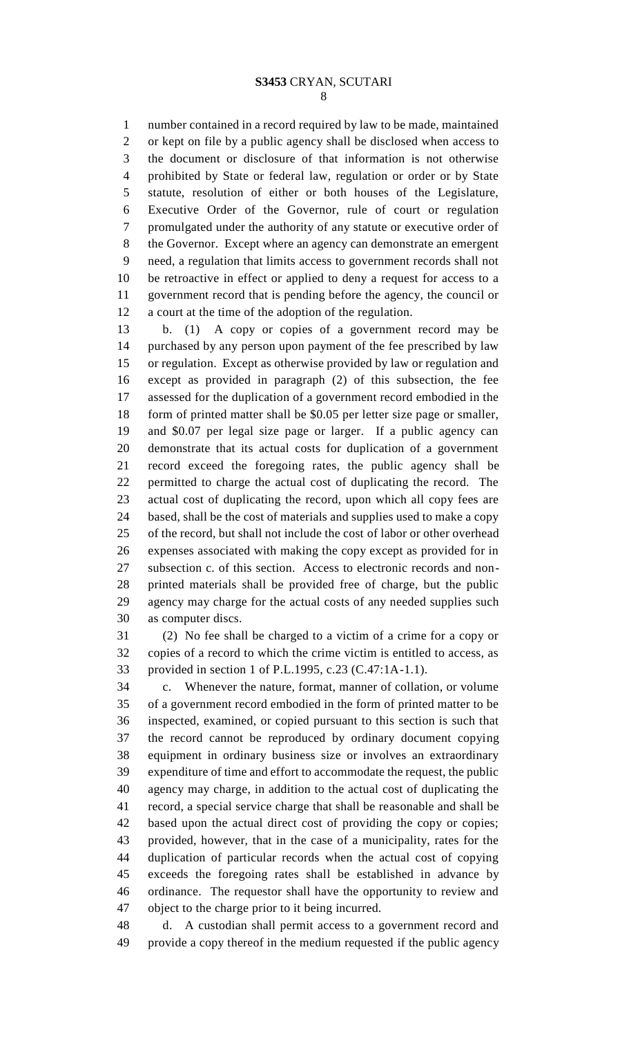number contained in a record required by law to be made, maintained or kept on file by a public agency shall be disclosed when access to the document or disclosure of that information is not otherwise prohibited by State or federal law, regulation or order or by State statute, resolution of either or both houses of the Legislature, Executive Order of the Governor, rule of court or regulation promulgated under the authority of any statute or executive order of the Governor. Except where an agency can demonstrate an emergent need, a regulation that limits access to government records shall not be retroactive in effect or applied to deny a request for access to a government record that is pending before the agency, the council or a court at the time of the adoption of the regulation.

b. (1) A copy or copies of a government record may be purchased by any person upon payment of the fee prescribed by law or regulation. Except as otherwise provided by law or regulation and except as provided in paragraph (2) of this subsection, the fee assessed for the duplication of a government record embodied in the form of printed matter shall be $0.05 per letter size page or smaller, and $0.07 per legal size page or larger. If a public agency can demonstrate that its actual costs for duplication of a government record exceed the foregoing rates, the public agency shall be permitted to charge the actual cost of duplicating the record. The actual cost of duplicating the record, upon which all copy fees are based, shall be the cost of materials and supplies used to make a copy of the record, but shall not include the cost of labor or other overhead expenses associated with making the copy except as provided for in subsection c. of this section. Access to electronic records and non-printed materials shall be provided free of charge, but the public agency may charge for the actual costs of any needed supplies such as computer discs.

(2) No fee shall be charged to a victim of a crime for a copy or copies of a record to which the crime victim is entitled to access, as provided in section 1 of P.L.1995, c.23 (C.47:1A-1.1).

c. Whenever the nature, format, manner of collation, or volume of a government record embodied in the form of printed matter to be inspected, examined, or copied pursuant to this section is such that the record cannot be reproduced by ordinary document copying equipment in ordinary business size or involves an extraordinary expenditure of time and effort to accommodate the request, the public agency may charge, in addition to the actual cost of duplicating the record, a special service charge that shall be reasonable and shall be based upon the actual direct cost of providing the copy or copies; provided, however, that in the case of a municipality, rates for the duplication of particular records when the actual cost of copying exceeds the foregoing rates shall be established in advance by ordinance. The requestor shall have the opportunity to review and object to the charge prior to it being incurred.

d. A custodian shall permit access to a government record and provide a copy thereof in the medium requested if the public agency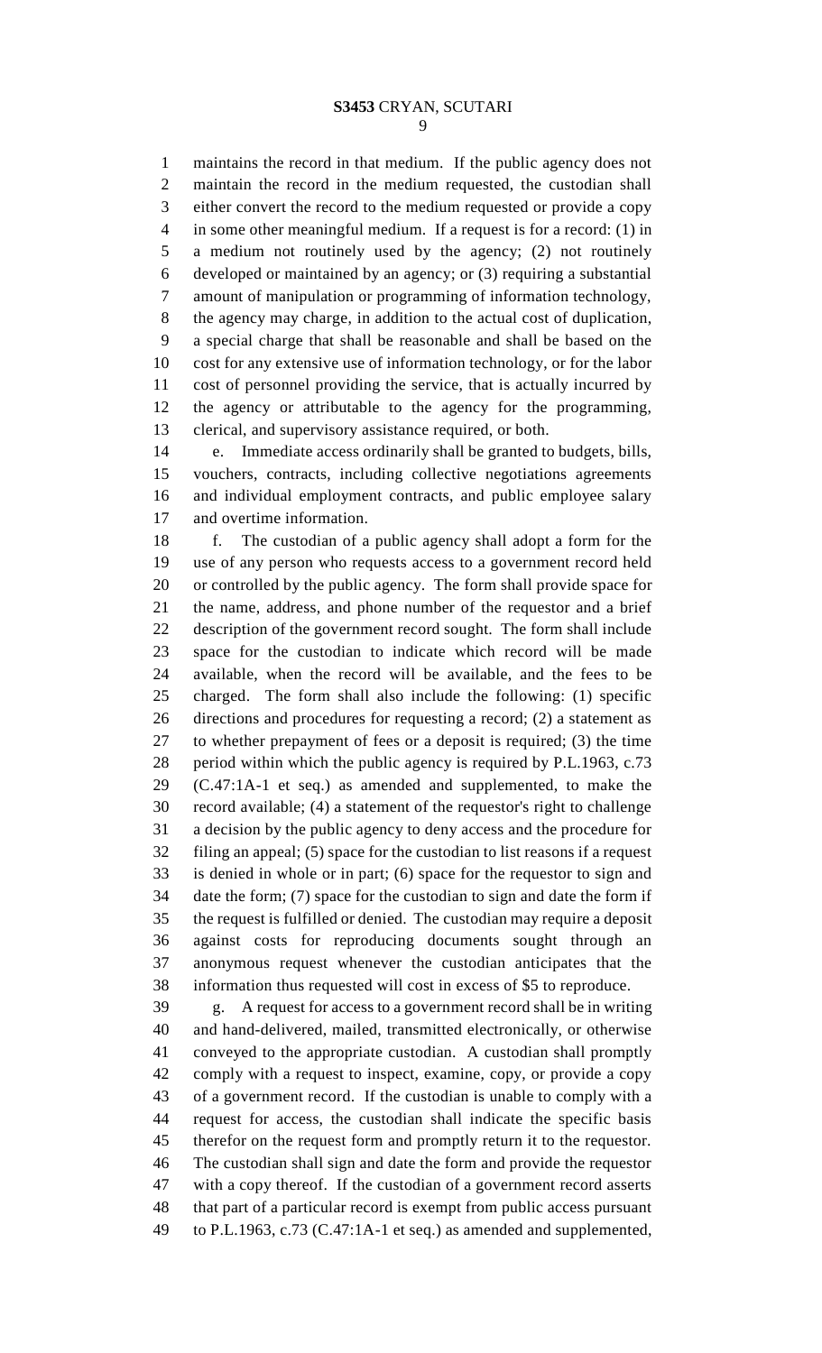maintains the record in that medium. If the public agency does not maintain the record in the medium requested, the custodian shall either convert the record to the medium requested or provide a copy in some other meaningful medium. If a request is for a record: (1) in a medium not routinely used by the agency; (2) not routinely developed or maintained by an agency; or (3) requiring a substantial amount of manipulation or programming of information technology, the agency may charge, in addition to the actual cost of duplication, a special charge that shall be reasonable and shall be based on the cost for any extensive use of information technology, or for the labor cost of personnel providing the service, that is actually incurred by the agency or attributable to the agency for the programming, clerical, and supervisory assistance required, or both.

e. Immediate access ordinarily shall be granted to budgets, bills, vouchers, contracts, including collective negotiations agreements and individual employment contracts, and public employee salary and overtime information.

f. The custodian of a public agency shall adopt a form for the use of any person who requests access to a government record held or controlled by the public agency. The form shall provide space for the name, address, and phone number of the requestor and a brief description of the government record sought. The form shall include space for the custodian to indicate which record will be made available, when the record will be available, and the fees to be charged. The form shall also include the following: (1) specific directions and procedures for requesting a record; (2) a statement as to whether prepayment of fees or a deposit is required; (3) the time period within which the public agency is required by P.L.1963, c.73 (C.47:1A-1 et seq.) as amended and supplemented, to make the record available; (4) a statement of the requestor's right to challenge a decision by the public agency to deny access and the procedure for filing an appeal; (5) space for the custodian to list reasons if a request is denied in whole or in part; (6) space for the requestor to sign and date the form; (7) space for the custodian to sign and date the form if the request is fulfilled or denied. The custodian may require a deposit against costs for reproducing documents sought through an anonymous request whenever the custodian anticipates that the information thus requested will cost in excess of $5 to reproduce.

g. A request for access to a government record shall be in writing and hand-delivered, mailed, transmitted electronically, or otherwise conveyed to the appropriate custodian. A custodian shall promptly comply with a request to inspect, examine, copy, or provide a copy of a government record. If the custodian is unable to comply with a request for access, the custodian shall indicate the specific basis therefor on the request form and promptly return it to the requestor. The custodian shall sign and date the form and provide the requestor with a copy thereof. If the custodian of a government record asserts that part of a particular record is exempt from public access pursuant to P.L.1963, c.73 (C.47:1A-1 et seq.) as amended and supplemented,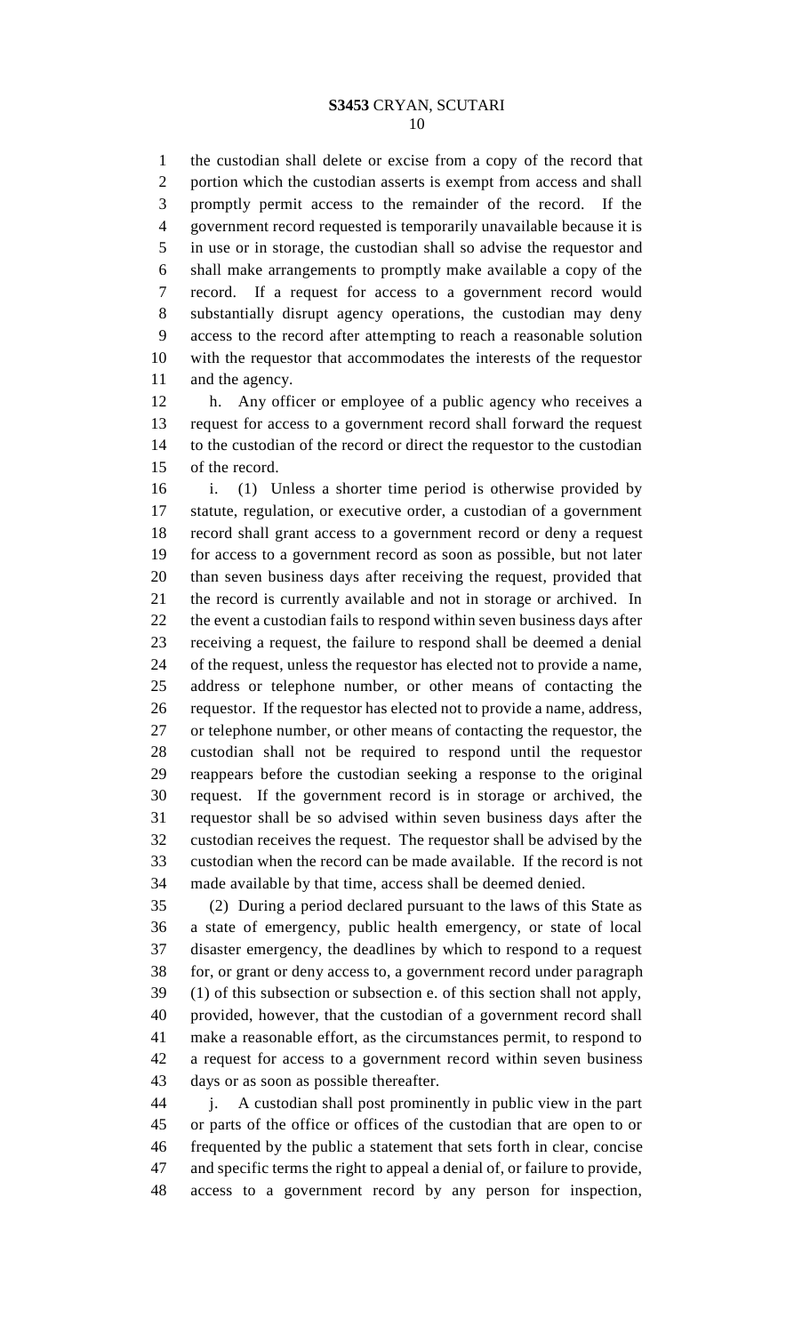the custodian shall delete or excise from a copy of the record that portion which the custodian asserts is exempt from access and shall promptly permit access to the remainder of the record. If the government record requested is temporarily unavailable because it is in use or in storage, the custodian shall so advise the requestor and shall make arrangements to promptly make available a copy of the record. If a request for access to a government record would substantially disrupt agency operations, the custodian may deny access to the record after attempting to reach a reasonable solution with the requestor that accommodates the interests of the requestor and the agency.

h. Any officer or employee of a public agency who receives a request for access to a government record shall forward the request to the custodian of the record or direct the requestor to the custodian of the record.

i. (1) Unless a shorter time period is otherwise provided by statute, regulation, or executive order, a custodian of a government record shall grant access to a government record or deny a request for access to a government record as soon as possible, but not later than seven business days after receiving the request, provided that the record is currently available and not in storage or archived. In the event a custodian fails to respond within seven business days after receiving a request, the failure to respond shall be deemed a denial of the request, unless the requestor has elected not to provide a name, address or telephone number, or other means of contacting the requestor. If the requestor has elected not to provide a name, address, or telephone number, or other means of contacting the requestor, the custodian shall not be required to respond until the requestor reappears before the custodian seeking a response to the original request. If the government record is in storage or archived, the requestor shall be so advised within seven business days after the custodian receives the request. The requestor shall be advised by the custodian when the record can be made available. If the record is not made available by that time, access shall be deemed denied.

(2) During a period declared pursuant to the laws of this State as a state of emergency, public health emergency, or state of local disaster emergency, the deadlines by which to respond to a request for, or grant or deny access to, a government record under paragraph (1) of this subsection or subsection e. of this section shall not apply, provided, however, that the custodian of a government record shall make a reasonable effort, as the circumstances permit, to respond to a request for access to a government record within seven business days or as soon as possible thereafter.

j. A custodian shall post prominently in public view in the part or parts of the office or offices of the custodian that are open to or frequented by the public a statement that sets forth in clear, concise and specific terms the right to appeal a denial of, or failure to provide, access to a government record by any person for inspection,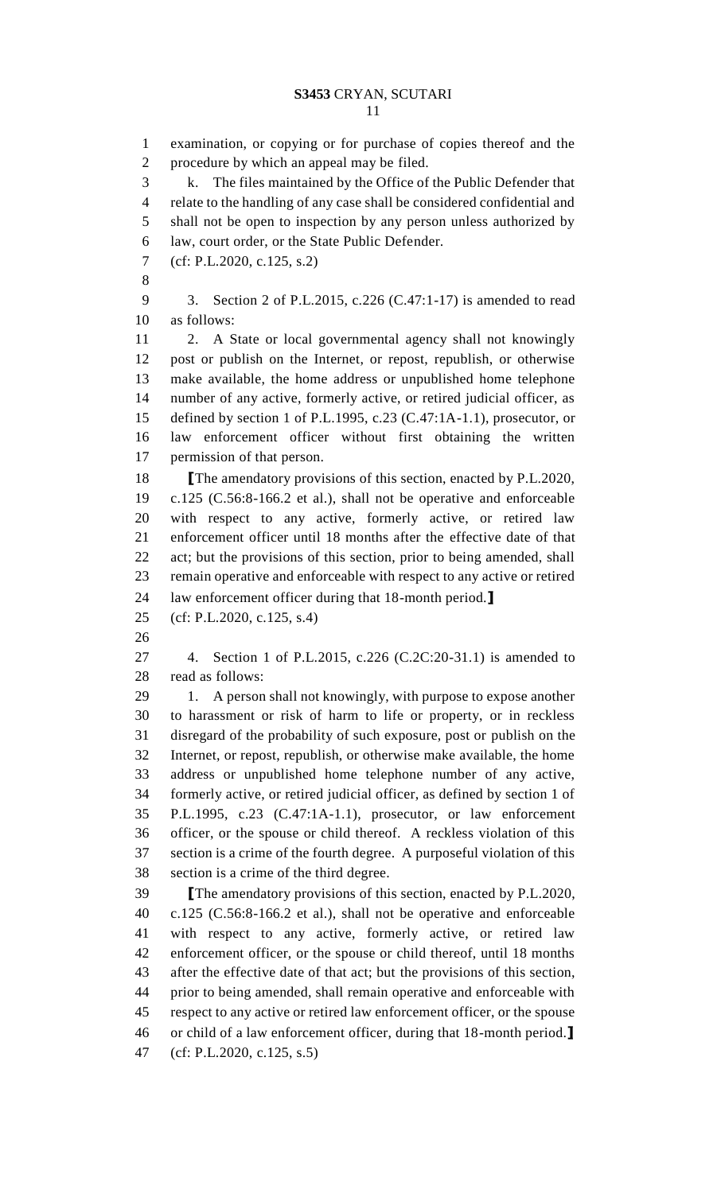examination, or copying or for purchase of copies thereof and the procedure by which an appeal may be filed.

k. The files maintained by the Office of the Public Defender that relate to the handling of any case shall be considered confidential and shall not be open to inspection by any person unless authorized by law, court order, or the State Public Defender.

(cf: P.L.2020, c.125, s.2)

3. Section 2 of P.L.2015, c.226 (C.47:1-17) is amended to read as follows:

2. A State or local governmental agency shall not knowingly post or publish on the Internet, or repost, republish, or otherwise make available, the home address or unpublished home telephone number of any active, formerly active, or retired judicial officer, as defined by section 1 of P.L.1995, c.23 (C.47:1A-1.1), prosecutor, or law enforcement officer without first obtaining the written permission of that person.

⟦The amendatory provisions of this section, enacted by P.L.2020, c.125 (C.56:8-166.2 et al.), shall not be operative and enforceable with respect to any active, formerly active, or retired law enforcement officer until 18 months after the effective date of that act; but the provisions of this section, prior to being amended, shall remain operative and enforceable with respect to any active or retired law enforcement officer during that 18-month period.⟧

(cf: P.L.2020, c.125, s.4)

4. Section 1 of P.L.2015, c.226 (C.2C:20-31.1) is amended to read as follows:

1. A person shall not knowingly, with purpose to expose another to harassment or risk of harm to life or property, or in reckless disregard of the probability of such exposure, post or publish on the Internet, or repost, republish, or otherwise make available, the home address or unpublished home telephone number of any active, formerly active, or retired judicial officer, as defined by section 1 of P.L.1995, c.23 (C.47:1A-1.1), prosecutor, or law enforcement officer, or the spouse or child thereof. A reckless violation of this section is a crime of the fourth degree. A purposeful violation of this section is a crime of the third degree.

⟦The amendatory provisions of this section, enacted by P.L.2020, c.125 (C.56:8-166.2 et al.), shall not be operative and enforceable with respect to any active, formerly active, or retired law enforcement officer, or the spouse or child thereof, until 18 months after the effective date of that act; but the provisions of this section, prior to being amended, shall remain operative and enforceable with respect to any active or retired law enforcement officer, or the spouse or child of a law enforcement officer, during that 18-month period.⟧

(cf: P.L.2020, c.125, s.5)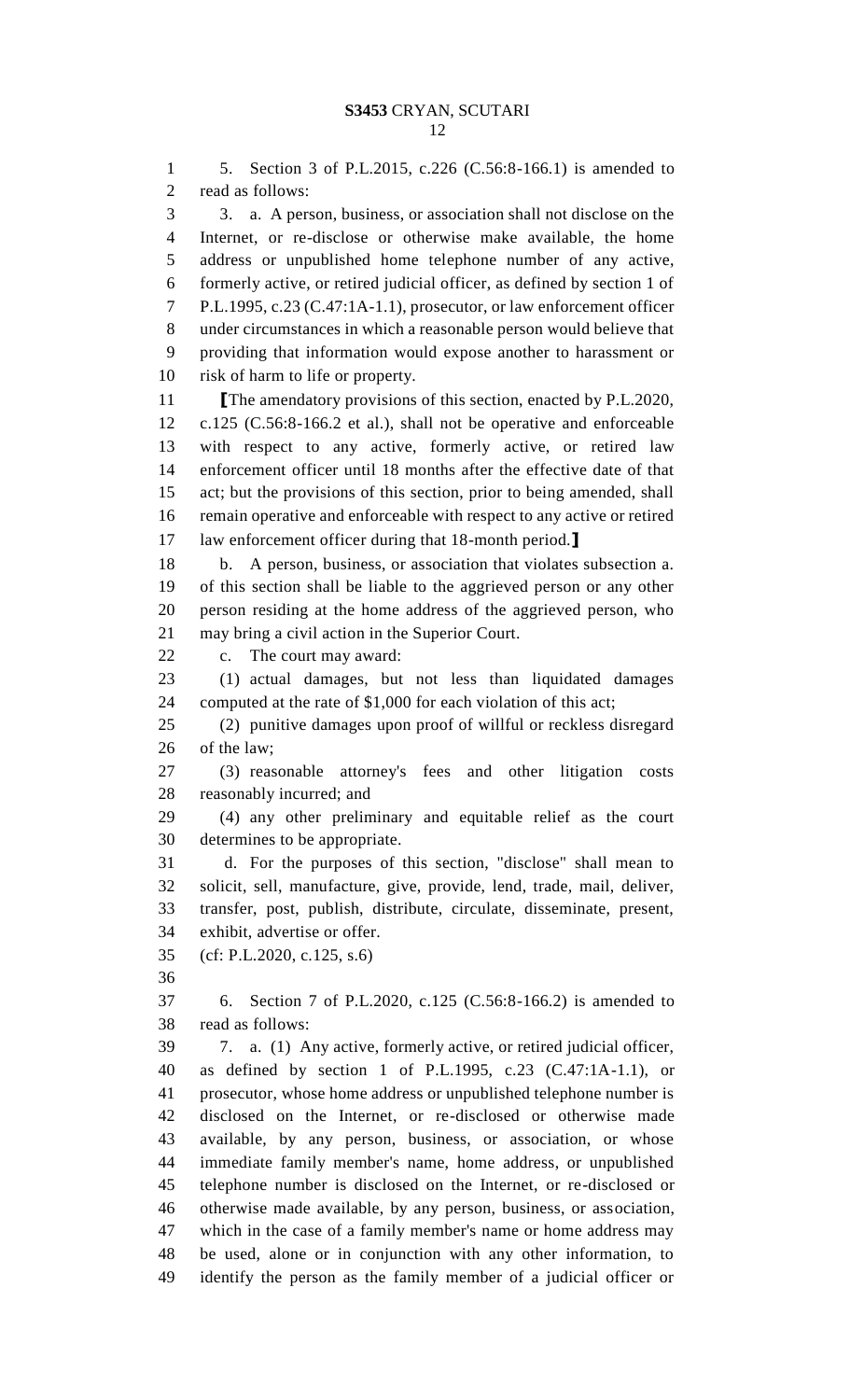5. Section 3 of P.L.2015, c.226 (C.56:8-166.1) is amended to read as follows:

3. a. A person, business, or association shall not disclose on the Internet, or re-disclose or otherwise make available, the home address or unpublished home telephone number of any active, formerly active, or retired judicial officer, as defined by section 1 of P.L.1995, c.23 (C.47:1A-1.1), prosecutor, or law enforcement officer under circumstances in which a reasonable person would believe that providing that information would expose another to harassment or risk of harm to life or property.

⟦The amendatory provisions of this section, enacted by P.L.2020, c.125 (C.56:8-166.2 et al.), shall not be operative and enforceable with respect to any active, formerly active, or retired law enforcement officer until 18 months after the effective date of that act; but the provisions of this section, prior to being amended, shall remain operative and enforceable with respect to any active or retired law enforcement officer during that 18-month period.⟧

b. A person, business, or association that violates subsection a. of this section shall be liable to the aggrieved person or any other person residing at the home address of the aggrieved person, who may bring a civil action in the Superior Court.

c. The court may award:

(1) actual damages, but not less than liquidated damages computed at the rate of $1,000 for each violation of this act;

(2) punitive damages upon proof of willful or reckless disregard of the law;

(3) reasonable attorney's fees and other litigation costs reasonably incurred; and

(4) any other preliminary and equitable relief as the court determines to be appropriate.

d. For the purposes of this section, "disclose" shall mean to solicit, sell, manufacture, give, provide, lend, trade, mail, deliver, transfer, post, publish, distribute, circulate, disseminate, present, exhibit, advertise or offer.

(cf: P.L.2020, c.125, s.6)

6. Section 7 of P.L.2020, c.125 (C.56:8-166.2) is amended to read as follows:

7. a. (1) Any active, formerly active, or retired judicial officer, as defined by section 1 of P.L.1995, c.23 (C.47:1A-1.1), or prosecutor, whose home address or unpublished telephone number is disclosed on the Internet, or re-disclosed or otherwise made available, by any person, business, or association, or whose immediate family member's name, home address, or unpublished telephone number is disclosed on the Internet, or re-disclosed or otherwise made available, by any person, business, or association, which in the case of a family member's name or home address may be used, alone or in conjunction with any other information, to identify the person as the family member of a judicial officer or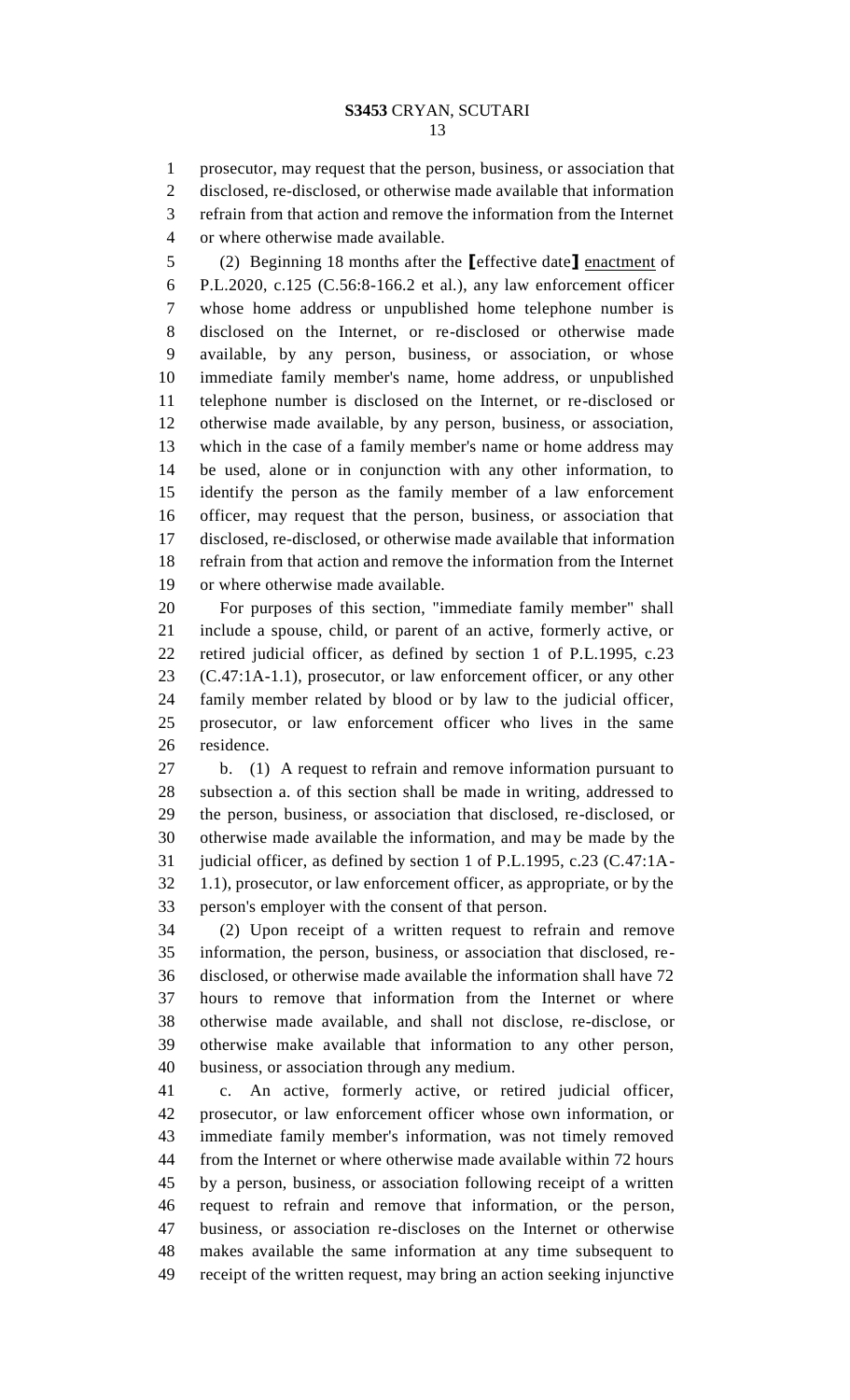prosecutor, may request that the person, business, or association that disclosed, re-disclosed, or otherwise made available that information refrain from that action and remove the information from the Internet or where otherwise made available.

(2) Beginning 18 months after the [effective date] enactment of P.L.2020, c.125 (C.56:8-166.2 et al.), any law enforcement officer whose home address or unpublished home telephone number is disclosed on the Internet, or re-disclosed or otherwise made available, by any person, business, or association, or whose immediate family member's name, home address, or unpublished telephone number is disclosed on the Internet, or re-disclosed or otherwise made available, by any person, business, or association, which in the case of a family member's name or home address may be used, alone or in conjunction with any other information, to identify the person as the family member of a law enforcement officer, may request that the person, business, or association that disclosed, re-disclosed, or otherwise made available that information refrain from that action and remove the information from the Internet or where otherwise made available.

For purposes of this section, "immediate family member" shall include a spouse, child, or parent of an active, formerly active, or retired judicial officer, as defined by section 1 of P.L.1995, c.23 (C.47:1A-1.1), prosecutor, or law enforcement officer, or any other family member related by blood or by law to the judicial officer, prosecutor, or law enforcement officer who lives in the same residence.

b. (1) A request to refrain and remove information pursuant to subsection a. of this section shall be made in writing, addressed to the person, business, or association that disclosed, re-disclosed, or otherwise made available the information, and may be made by the judicial officer, as defined by section 1 of P.L.1995, c.23 (C.47:1A-1.1), prosecutor, or law enforcement officer, as appropriate, or by the person's employer with the consent of that person.

(2) Upon receipt of a written request to refrain and remove information, the person, business, or association that disclosed, re-disclosed, or otherwise made available the information shall have 72 hours to remove that information from the Internet or where otherwise made available, and shall not disclose, re-disclose, or otherwise make available that information to any other person, business, or association through any medium.

c. An active, formerly active, or retired judicial officer, prosecutor, or law enforcement officer whose own information, or immediate family member's information, was not timely removed from the Internet or where otherwise made available within 72 hours by a person, business, or association following receipt of a written request to refrain and remove that information, or the person, business, or association re-discloses on the Internet or otherwise makes available the same information at any time subsequent to receipt of the written request, may bring an action seeking injunctive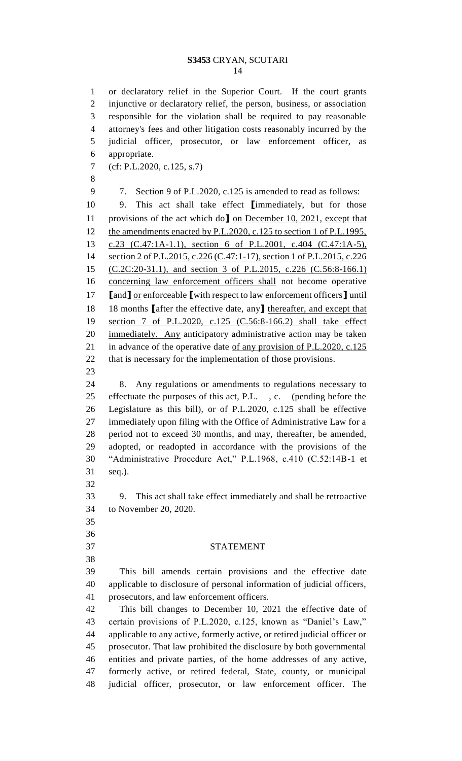or declaratory relief in the Superior Court. If the court grants injunctive or declaratory relief, the person, business, or association responsible for the violation shall be required to pay reasonable attorney's fees and other litigation costs reasonably incurred by the judicial officer, prosecutor, or law enforcement officer, as appropriate.

(cf: P.L.2020, c.125, s.7)

7. Section 9 of P.L.2020, c.125 is amended to read as follows:

9. This act shall take effect [immediately, but for those provisions of the act which do] on December 10, 2021, except that the amendments enacted by P.L.2020, c.125 to section 1 of P.L.1995, c.23 (C.47:1A-1.1), section 6 of P.L.2001, c.404 (C.47:1A-5), section 2 of P.L.2015, c.226 (C.47:1-17), section 1 of P.L.2015, c.226 (C.2C:20-31.1), and section 3 of P.L.2015, c.226 (C.56:8-166.1) concerning law enforcement officers shall not become operative [and] or enforceable [with respect to law enforcement officers] until 18 months [after the effective date, any] thereafter, and except that section 7 of P.L.2020, c.125 (C.56:8-166.2) shall take effect immediately. Any anticipatory administrative action may be taken in advance of the operative date of any provision of P.L.2020, c.125 that is necessary for the implementation of those provisions.

8. Any regulations or amendments to regulations necessary to effectuate the purposes of this act, P.L. , c. (pending before the Legislature as this bill), or of P.L.2020, c.125 shall be effective immediately upon filing with the Office of Administrative Law for a period not to exceed 30 months, and may, thereafter, be amended, adopted, or readopted in accordance with the provisions of the "Administrative Procedure Act," P.L.1968, c.410 (C.52:14B-1 et seq.).

9. This act shall take effect immediately and shall be retroactive to November 20, 2020.

## STATEMENT

This bill amends certain provisions and the effective date applicable to disclosure of personal information of judicial officers, prosecutors, and law enforcement officers.

This bill changes to December 10, 2021 the effective date of certain provisions of P.L.2020, c.125, known as "Daniel's Law," applicable to any active, formerly active, or retired judicial officer or prosecutor. That law prohibited the disclosure by both governmental entities and private parties, of the home addresses of any active, formerly active, or retired federal, State, county, or municipal judicial officer, prosecutor, or law enforcement officer. The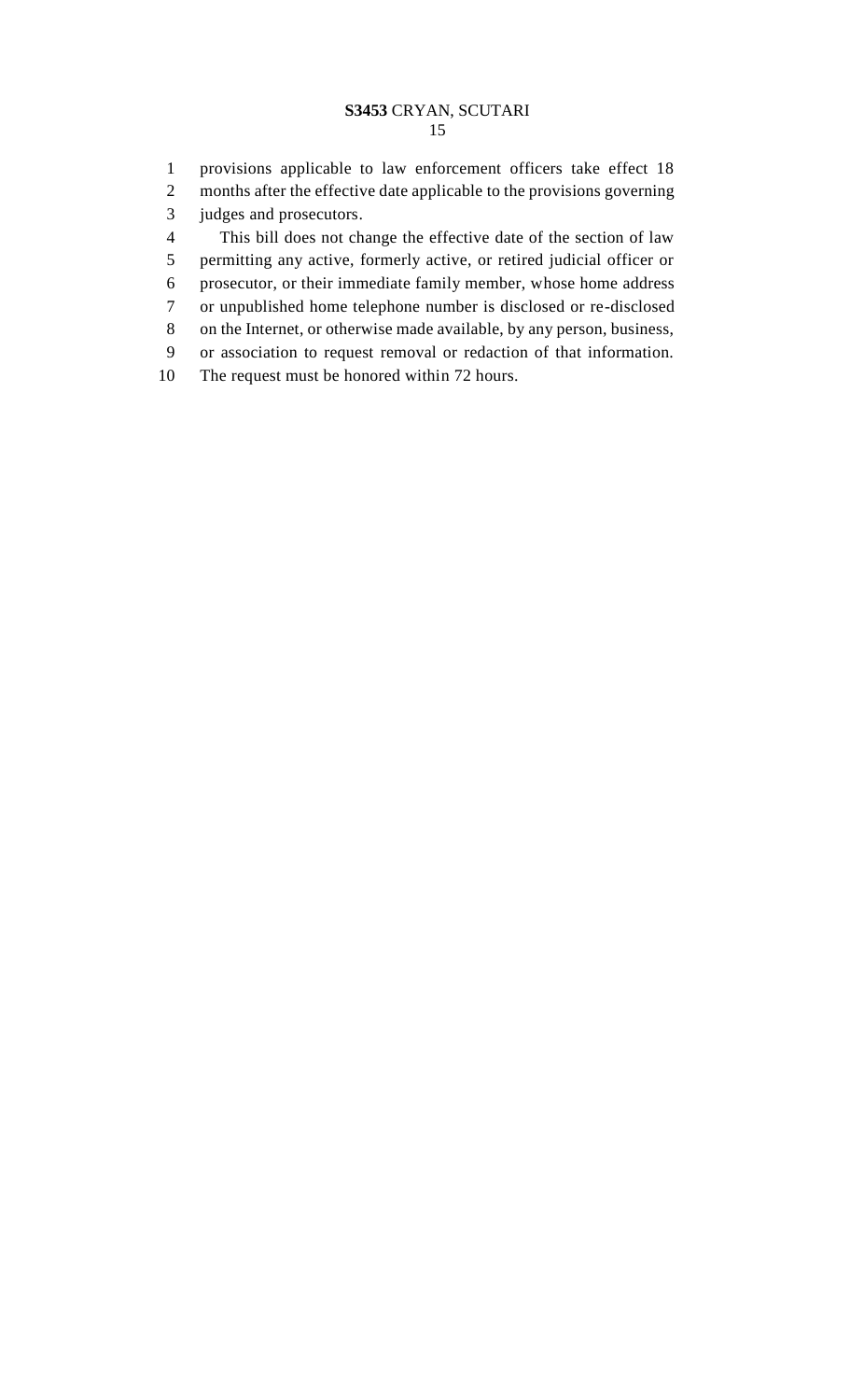provisions applicable to law enforcement officers take effect 18 months after the effective date applicable to the provisions governing judges and prosecutors.

This bill does not change the effective date of the section of law permitting any active, formerly active, or retired judicial officer or prosecutor, or their immediate family member, whose home address or unpublished home telephone number is disclosed or re-disclosed on the Internet, or otherwise made available, by any person, business, or association to request removal or redaction of that information. The request must be honored within 72 hours.